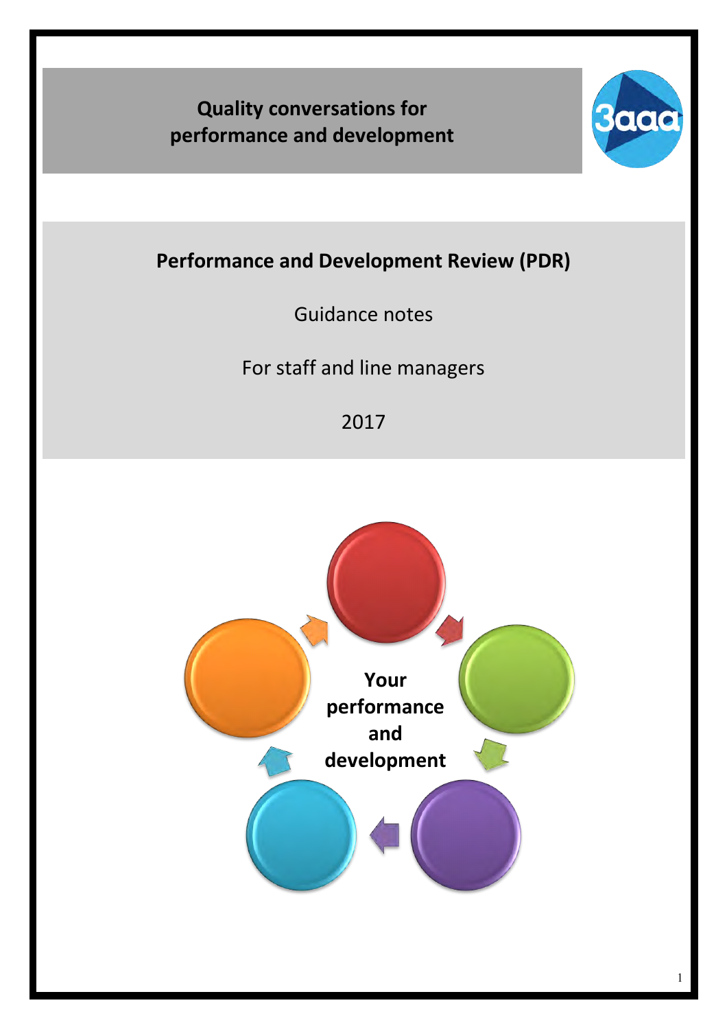# Quality conversations for performance and development

## Performance and Development Review (PDR)

Guidance notes

For staff and line managers

2017

**Your performance and development**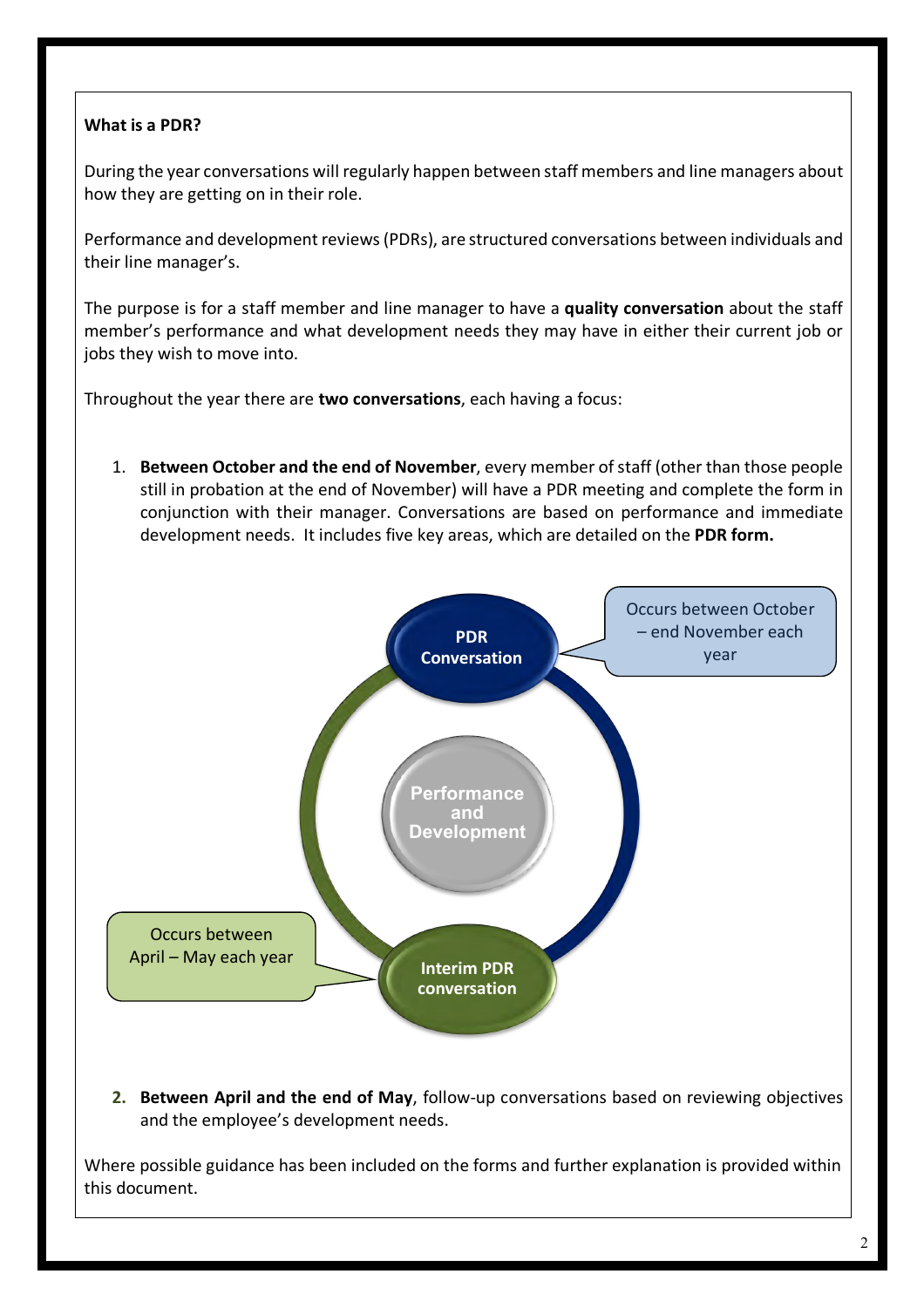**What is a PDR?**

During the year conversations will regularly happen between staff members and line managers about how they are getting on in their role.

Performance and development reviews (PDRs), are structured conversations between individuals and their line manager's.

The purpose is for a staff member and line manager to have a **quality conversation** about the staff member's performance and what development needs they may have in either their current job or jobs they wish to move into.

Throughout the year there are **two conversations**, each having a focus:

1. **Between October and the end of November**, every member of staff (other than those people still in probation at the end of November) will have a PDR meeting and complete the form in conjunction with their manager. Conversations are based on performance and immediate development needs. It includes five key areas, which are detailed on the **PDR form.**

PDR Conversation — Occurs between October – end November each year

Performance and Development

Interim PDR conversation — Occurs between April – May each year

2. **Between April and the end of May**, follow-up conversations based on reviewing objectives and the employee's development needs.

Where possible guidance has been included on the forms and further explanation is provided within this document.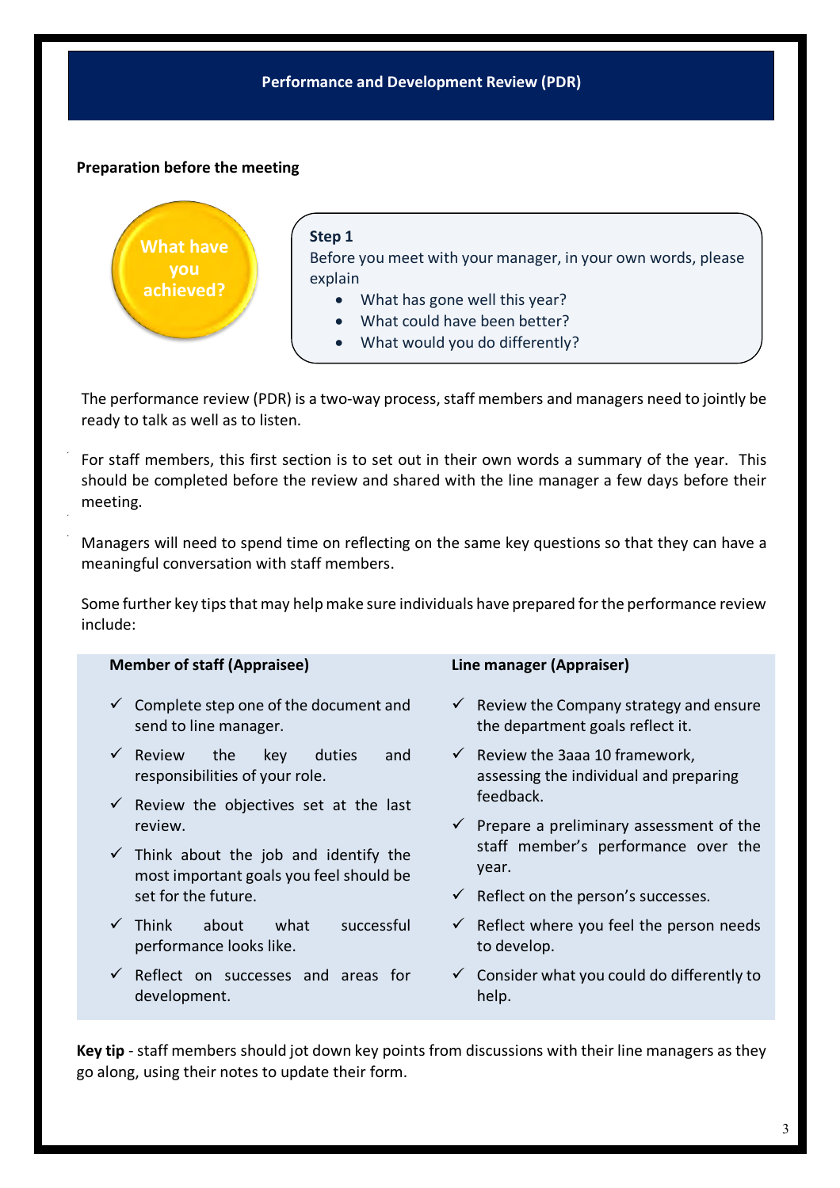# Performance and Development Review (PDR)

**Preparation before the meeting**

What have you achieved?

**Step 1**

Before you meet with your manager, in your own words, please explain

- What has gone well this year?
- What could have been better?
- What would you do differently?

The performance review (PDR) is a two-way process, staff members and managers need to jointly be ready to talk as well as to listen.

For staff members, this first section is to set out in their own words a summary of the year. This should be completed before the review and shared with the line manager a few days before their meeting.

Managers will need to spend time on reflecting on the same key questions so that they can have a meaningful conversation with staff members.

Some further key tips that may help make sure individuals have prepared for the performance review include:

**Member of staff (Appraisee)**

- ✓ Complete step one of the document and send to line manager.
- ✓ Review the key duties and responsibilities of your role.
- ✓ Review the objectives set at the last review.
- ✓ Think about the job and identify the most important goals you feel should be set for the future.
- ✓ Think about what successful performance looks like.
- ✓ Reflect on successes and areas for development.

**Line manager (Appraiser)**

- ✓ Review the Company strategy and ensure the department goals reflect it.
- ✓ Review the 3aaa 10 framework, assessing the individual and preparing feedback.
- ✓ Prepare a preliminary assessment of the staff member's performance over the year.
- ✓ Reflect on the person's successes.
- ✓ Reflect where you feel the person needs to develop.
- ✓ Consider what you could do differently to help.

**Key tip** - staff members should jot down key points from discussions with their line managers as they go along, using their notes to update their form.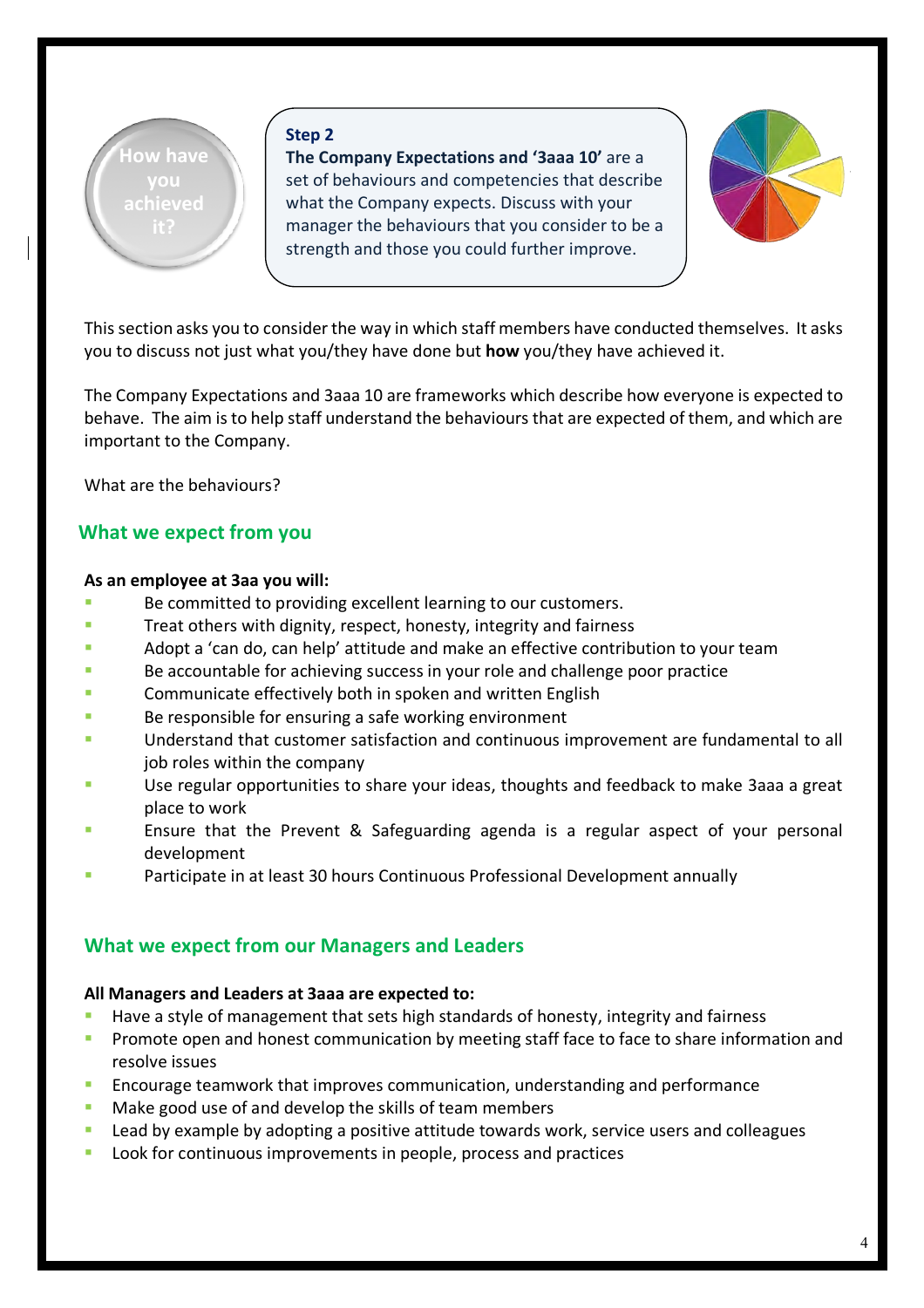How have you achieved it?

**Step 2**
**The Company Expectations and '3aaa 10'** are a set of behaviours and competencies that describe what the Company expects. Discuss with your manager the behaviours that you consider to be a strength and those you could further improve.

This section asks you to consider the way in which staff members have conducted themselves. It asks you to discuss not just what you/they have done but **how** you/they have achieved it.

The Company Expectations and 3aaa 10 are frameworks which describe how everyone is expected to behave. The aim is to help staff understand the behaviours that are expected of them, and which are important to the Company.

What are the behaviours?

## What we expect from you

**As an employee at 3aa you will:**

- Be committed to providing excellent learning to our customers.
- Treat others with dignity, respect, honesty, integrity and fairness
- Adopt a 'can do, can help' attitude and make an effective contribution to your team
- Be accountable for achieving success in your role and challenge poor practice
- Communicate effectively both in spoken and written English
- Be responsible for ensuring a safe working environment
- Understand that customer satisfaction and continuous improvement are fundamental to all job roles within the company
- Use regular opportunities to share your ideas, thoughts and feedback to make 3aaa a great place to work
- Ensure that the Prevent & Safeguarding agenda is a regular aspect of your personal development
- Participate in at least 30 hours Continuous Professional Development annually

## What we expect from our Managers and Leaders

**All Managers and Leaders at 3aaa are expected to:**

- Have a style of management that sets high standards of honesty, integrity and fairness
- Promote open and honest communication by meeting staff face to face to share information and resolve issues
- Encourage teamwork that improves communication, understanding and performance
- Make good use of and develop the skills of team members
- Lead by example by adopting a positive attitude towards work, service users and colleagues
- Look for continuous improvements in people, process and practices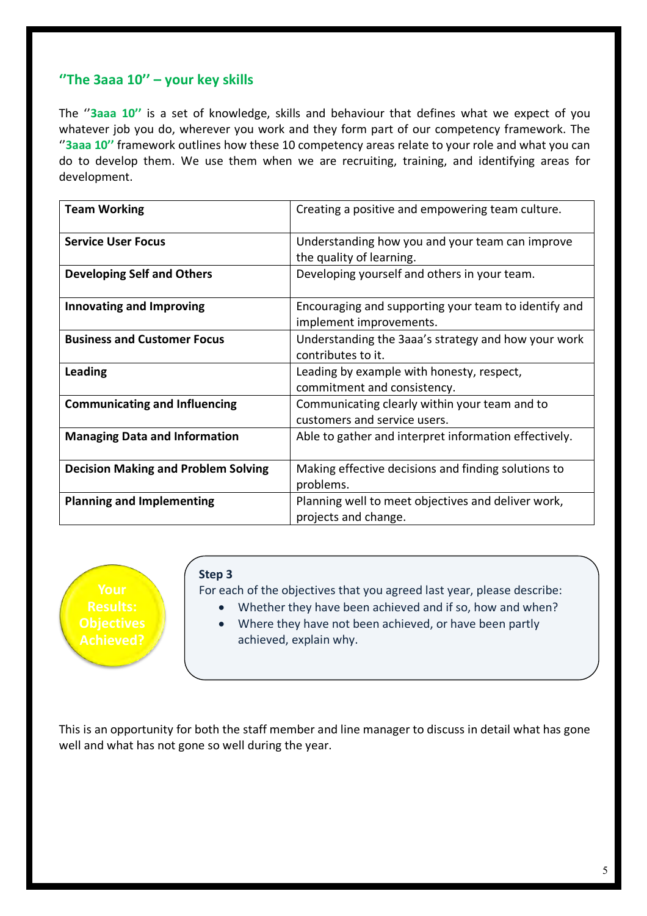## ''The 3aaa 10'' – your key skills

The ''**3aaa 10''** is a set of knowledge, skills and behaviour that defines what we expect of you whatever job you do, wherever you work and they form part of our competency framework. The ''**3aaa 10''** framework outlines how these 10 competency areas relate to your role and what you can do to develop them. We use them when we are recruiting, training, and identifying areas for development.

| | |
|---|---|
| **Team Working** | Creating a positive and empowering team culture. |
| **Service User Focus** | Understanding how you and your team can improve the quality of learning. |
| **Developing Self and Others** | Developing yourself and others in your team. |
| **Innovating and Improving** | Encouraging and supporting your team to identify and implement improvements. |
| **Business and Customer Focus** | Understanding the 3aaa's strategy and how your work contributes to it. |
| **Leading** | Leading by example with honesty, respect, commitment and consistency. |
| **Communicating and Influencing** | Communicating clearly within your team and to customers and service users. |
| **Managing Data and Information** | Able to gather and interpret information effectively. |
| **Decision Making and Problem Solving** | Making effective decisions and finding solutions to problems. |
| **Planning and Implementing** | Planning well to meet objectives and deliver work, projects and change. |

**Your Results: Objectives Achieved?**

**Step 3**

For each of the objectives that you agreed last year, please describe:

- Whether they have been achieved and if so, how and when?
- Where they have not been achieved, or have been partly achieved, explain why.

This is an opportunity for both the staff member and line manager to discuss in detail what has gone well and what has not gone so well during the year.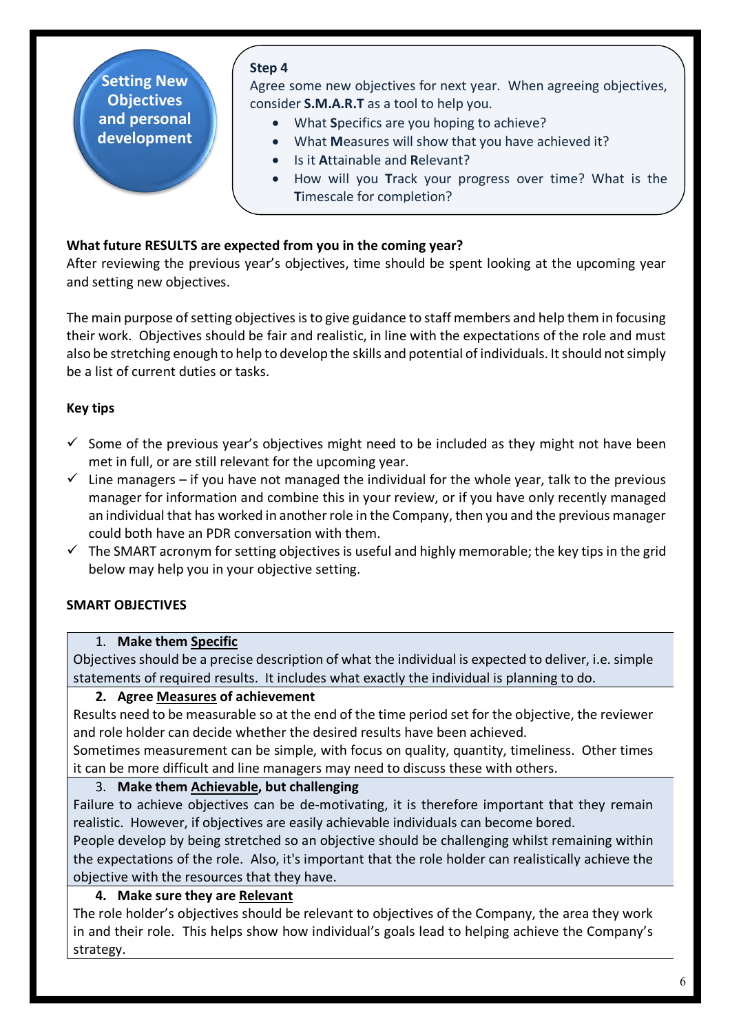**Setting New Objectives and personal development**

**Step 4**

Agree some new objectives for next year. When agreeing objectives, consider **S.M.A.R.T** as a tool to help you.

- What **S**pecifics are you hoping to achieve?
- What **M**easures will show that you have achieved it?
- Is it **A**ttainable and **R**elevant?
- How will you **T**rack your progress over time? What is the **T**imescale for completion?

**What future RESULTS are expected from you in the coming year?**

After reviewing the previous year's objectives, time should be spent looking at the upcoming year and setting new objectives.

The main purpose of setting objectives is to give guidance to staff members and help them in focusing their work. Objectives should be fair and realistic, in line with the expectations of the role and must also be stretching enough to help to develop the skills and potential of individuals. It should not simply be a list of current duties or tasks.

**Key tips**

- ✓ Some of the previous year's objectives might need to be included as they might not have been met in full, or are still relevant for the upcoming year.
- ✓ Line managers – if you have not managed the individual for the whole year, talk to the previous manager for information and combine this in your review, or if you have only recently managed an individual that has worked in another role in the Company, then you and the previous manager could both have an PDR conversation with them.
- ✓ The SMART acronym for setting objectives is useful and highly memorable; the key tips in the grid below may help you in your objective setting.

**SMART OBJECTIVES**

1. **Make them <u>Specific</u>**

Objectives should be a precise description of what the individual is expected to deliver, i.e. simple statements of required results. It includes what exactly the individual is planning to do.

2. **Agree <u>Measures</u> of achievement**

Results need to be measurable so at the end of the time period set for the objective, the reviewer and role holder can decide whether the desired results have been achieved.
Sometimes measurement can be simple, with focus on quality, quantity, timeliness. Other times it can be more difficult and line managers may need to discuss these with others.

3. **Make them <u>Achievable</u>, but challenging**

Failure to achieve objectives can be de-motivating, it is therefore important that they remain realistic. However, if objectives are easily achievable individuals can become bored.
People develop by being stretched so an objective should be challenging whilst remaining within the expectations of the role. Also, it's important that the role holder can realistically achieve the objective with the resources that they have.

4. **Make sure they are <u>Relevant</u>**

The role holder's objectives should be relevant to objectives of the Company, the area they work in and their role. This helps show how individual's goals lead to helping achieve the Company's strategy.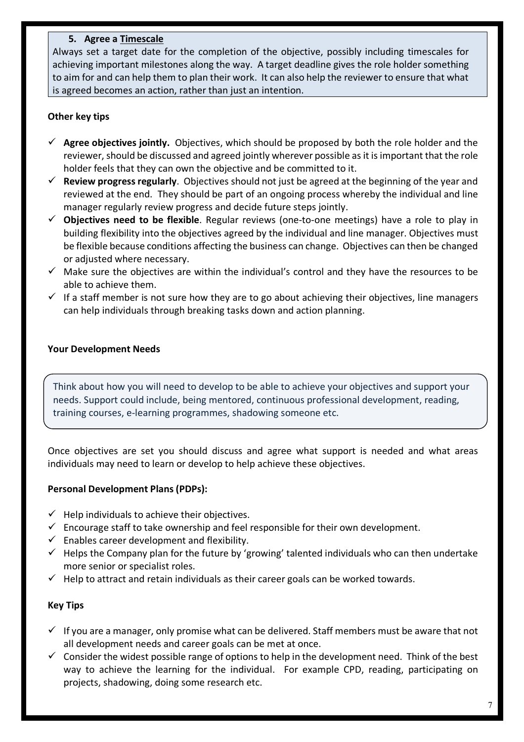### 5. Agree a <u>Timescale</u>

Always set a target date for the completion of the objective, possibly including timescales for achieving important milestones along the way. A target deadline gives the role holder something to aim for and can help them to plan their work. It can also help the reviewer to ensure that what is agreed becomes an action, rather than just an intention.

**Other key tips**

- ✓ **Agree objectives jointly.** Objectives, which should be proposed by both the role holder and the reviewer, should be discussed and agreed jointly wherever possible as it is important that the role holder feels that they can own the objective and be committed to it.
- ✓ **Review progress regularly**. Objectives should not just be agreed at the beginning of the year and reviewed at the end. They should be part of an ongoing process whereby the individual and line manager regularly review progress and decide future steps jointly.
- ✓ **Objectives need to be flexible**. Regular reviews (one-to-one meetings) have a role to play in building flexibility into the objectives agreed by the individual and line manager. Objectives must be flexible because conditions affecting the business can change. Objectives can then be changed or adjusted where necessary.
- ✓ Make sure the objectives are within the individual's control and they have the resources to be able to achieve them.
- ✓ If a staff member is not sure how they are to go about achieving their objectives, line managers can help individuals through breaking tasks down and action planning.

**Your Development Needs**

Think about how you will need to develop to be able to achieve your objectives and support your needs. Support could include, being mentored, continuous professional development, reading, training courses, e-learning programmes, shadowing someone etc.

Once objectives are set you should discuss and agree what support is needed and what areas individuals may need to learn or develop to help achieve these objectives.

**Personal Development Plans (PDPs):**

- ✓ Help individuals to achieve their objectives.
- ✓ Encourage staff to take ownership and feel responsible for their own development.
- ✓ Enables career development and flexibility.
- ✓ Helps the Company plan for the future by 'growing' talented individuals who can then undertake more senior or specialist roles.
- ✓ Help to attract and retain individuals as their career goals can be worked towards.

**Key Tips**

- ✓ If you are a manager, only promise what can be delivered. Staff members must be aware that not all development needs and career goals can be met at once.
- ✓ Consider the widest possible range of options to help in the development need. Think of the best way to achieve the learning for the individual. For example CPD, reading, participating on projects, shadowing, doing some research etc.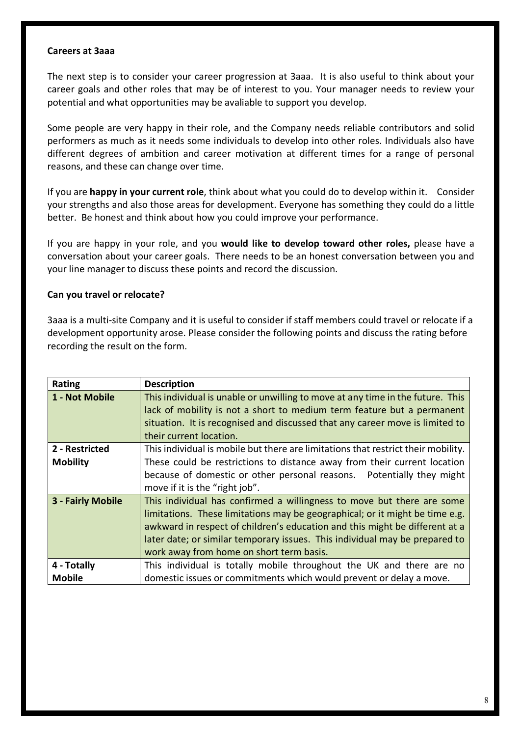**Careers at 3aaa**

The next step is to consider your career progression at 3aaa. It is also useful to think about your career goals and other roles that may be of interest to you. Your manager needs to review your potential and what opportunities may be avaliable to support you develop.

Some people are very happy in their role, and the Company needs reliable contributors and solid performers as much as it needs some individuals to develop into other roles. Individuals also have different degrees of ambition and career motivation at different times for a range of personal reasons, and these can change over time.

If you are **happy in your current role**, think about what you could do to develop within it. Consider your strengths and also those areas for development. Everyone has something they could do a little better. Be honest and think about how you could improve your performance.

If you are happy in your role, and you **would like to develop toward other roles,** please have a conversation about your career goals. There needs to be an honest conversation between you and your line manager to discuss these points and record the discussion.

**Can you travel or relocate?**

3aaa is a multi-site Company and it is useful to consider if staff members could travel or relocate if a development opportunity arose. Please consider the following points and discuss the rating before recording the result on the form.

| Rating | Description |
|---|---|
| **1 - Not Mobile** | This individual is unable or unwilling to move at any time in the future. This lack of mobility is not a short to medium term feature but a permanent situation. It is recognised and discussed that any career move is limited to their current location. |
| **2 - Restricted Mobility** | This individual is mobile but there are limitations that restrict their mobility. These could be restrictions to distance away from their current location because of domestic or other personal reasons. Potentially they might move if it is the "right job". |
| **3 - Fairly Mobile** | This individual has confirmed a willingness to move but there are some limitations. These limitations may be geographical; or it might be time e.g. awkward in respect of children's education and this might be different at a later date; or similar temporary issues. This individual may be prepared to work away from home on short term basis. |
| **4 - Totally Mobile** | This individual is totally mobile throughout the UK and there are no domestic issues or commitments which would prevent or delay a move. |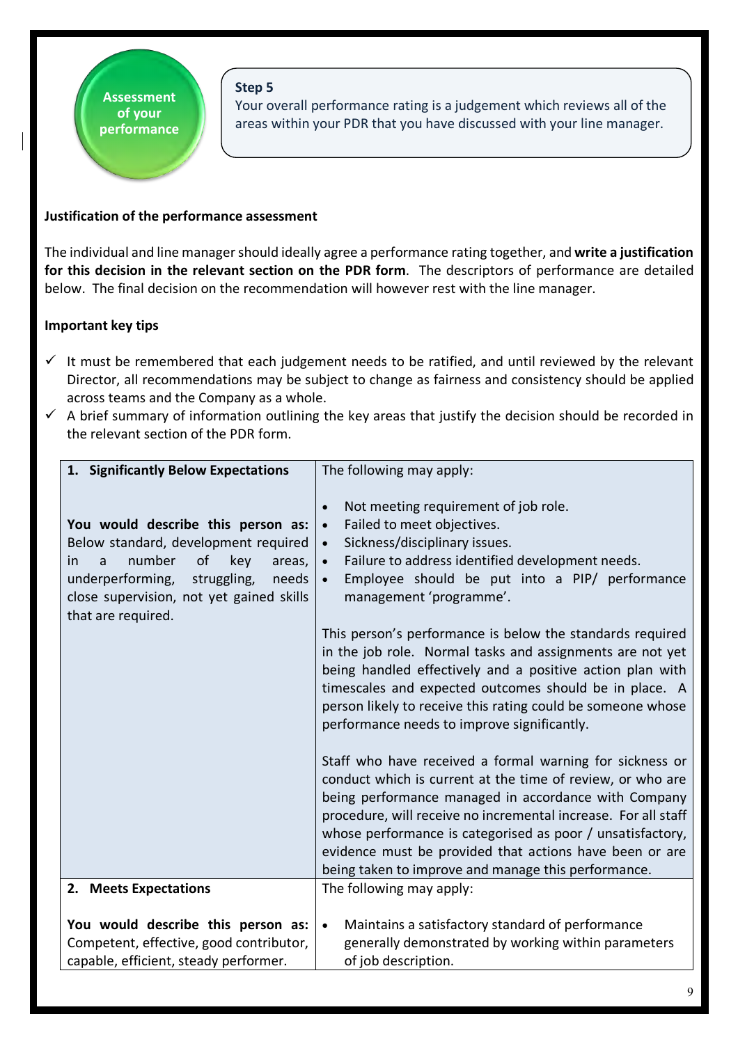**Assessment of your performance**

**Step 5**

Your overall performance rating is a judgement which reviews all of the areas within your PDR that you have discussed with your line manager.

**Justification of the performance assessment**

The individual and line manager should ideally agree a performance rating together, and **write a justification for this decision in the relevant section on the PDR form**. The descriptors of performance are detailed below. The final decision on the recommendation will however rest with the line manager.

**Important key tips**

- ✓ It must be remembered that each judgement needs to be ratified, and until reviewed by the relevant Director, all recommendations may be subject to change as fairness and consistency should be applied across teams and the Company as a whole.
- ✓ A brief summary of information outlining the key areas that justify the decision should be recorded in the relevant section of the PDR form.

| **1. Significantly Below Expectations**<br><br>**You would describe this person as:** Below standard, development required in a number of key areas, underperforming, struggling, needs close supervision, not yet gained skills that are required. | The following may apply:<br><br>• Not meeting requirement of job role.<br>• Failed to meet objectives.<br>• Sickness/disciplinary issues.<br>• Failure to address identified development needs.<br>• Employee should be put into a PIP/ performance management 'programme'.<br><br>This person's performance is below the standards required in the job role. Normal tasks and assignments are not yet being handled effectively and a positive action plan with timescales and expected outcomes should be in place. A person likely to receive this rating could be someone whose performance needs to improve significantly.<br><br>Staff who have received a formal warning for sickness or conduct which is current at the time of review, or who are being performance managed in accordance with Company procedure, will receive no incremental increase. For all staff whose performance is categorised as poor / unsatisfactory, evidence must be provided that actions have been or are being taken to improve and manage this performance. |
|---|---|
| **2. Meets Expectations**<br><br>**You would describe this person as:** Competent, effective, good contributor, capable, efficient, steady performer. | The following may apply:<br><br>• Maintains a satisfactory standard of performance generally demonstrated by working within parameters of job description. |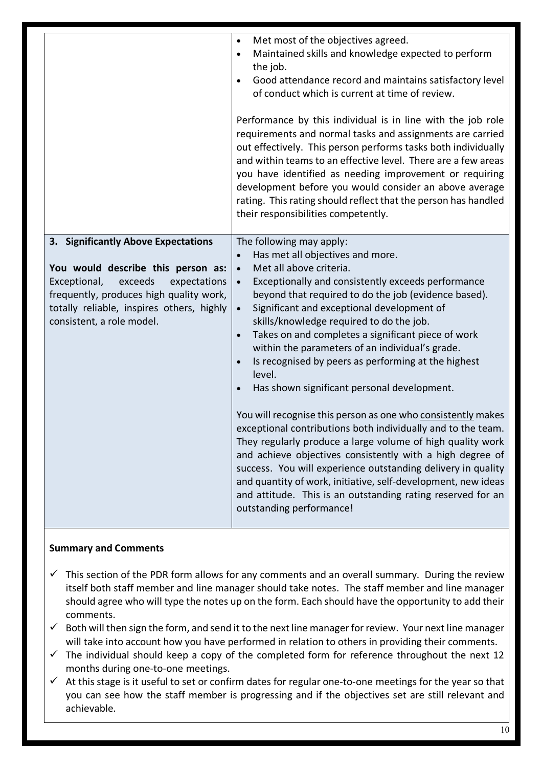| | |
|---|---|
| | • Met most of the objectives agreed.<br>• Maintained skills and knowledge expected to perform the job.<br>• Good attendance record and maintains satisfactory level of conduct which is current at time of review.<br><br>Performance by this individual is in line with the job role requirements and normal tasks and assignments are carried out effectively. This person performs tasks both individually and within teams to an effective level. There are a few areas you have identified as needing improvement or requiring development before you would consider an above average rating. This rating should reflect that the person has handled their responsibilities competently. |
| **3. Significantly Above Expectations**<br><br>**You would describe this person as:** Exceptional, exceeds expectations frequently, produces high quality work, totally reliable, inspires others, highly consistent, a role model. | The following may apply:<br>• Has met all objectives and more.<br>• Met all above criteria.<br>• Exceptionally and consistently exceeds performance beyond that required to do the job (evidence based).<br>• Significant and exceptional development of skills/knowledge required to do the job.<br>• Takes on and completes a significant piece of work within the parameters of an individual's grade.<br>• Is recognised by peers as performing at the highest level.<br>• Has shown significant personal development.<br><br>You will recognise this person as one who consistently makes exceptional contributions both individually and to the team. They regularly produce a large volume of high quality work and achieve objectives consistently with a high degree of success. You will experience outstanding delivery in quality and quantity of work, initiative, self-development, new ideas and attitude. This is an outstanding rating reserved for an outstanding performance! |

**Summary and Comments**

- ✓ This section of the PDR form allows for any comments and an overall summary. During the review itself both staff member and line manager should take notes. The staff member and line manager should agree who will type the notes up on the form. Each should have the opportunity to add their comments.
- ✓ Both will then sign the form, and send it to the next line manager for review. Your next line manager will take into account how you have performed in relation to others in providing their comments.
- ✓ The individual should keep a copy of the completed form for reference throughout the next 12 months during one-to-one meetings.
- ✓ At this stage is it useful to set or confirm dates for regular one-to-one meetings for the year so that you can see how the staff member is progressing and if the objectives set are still relevant and achievable.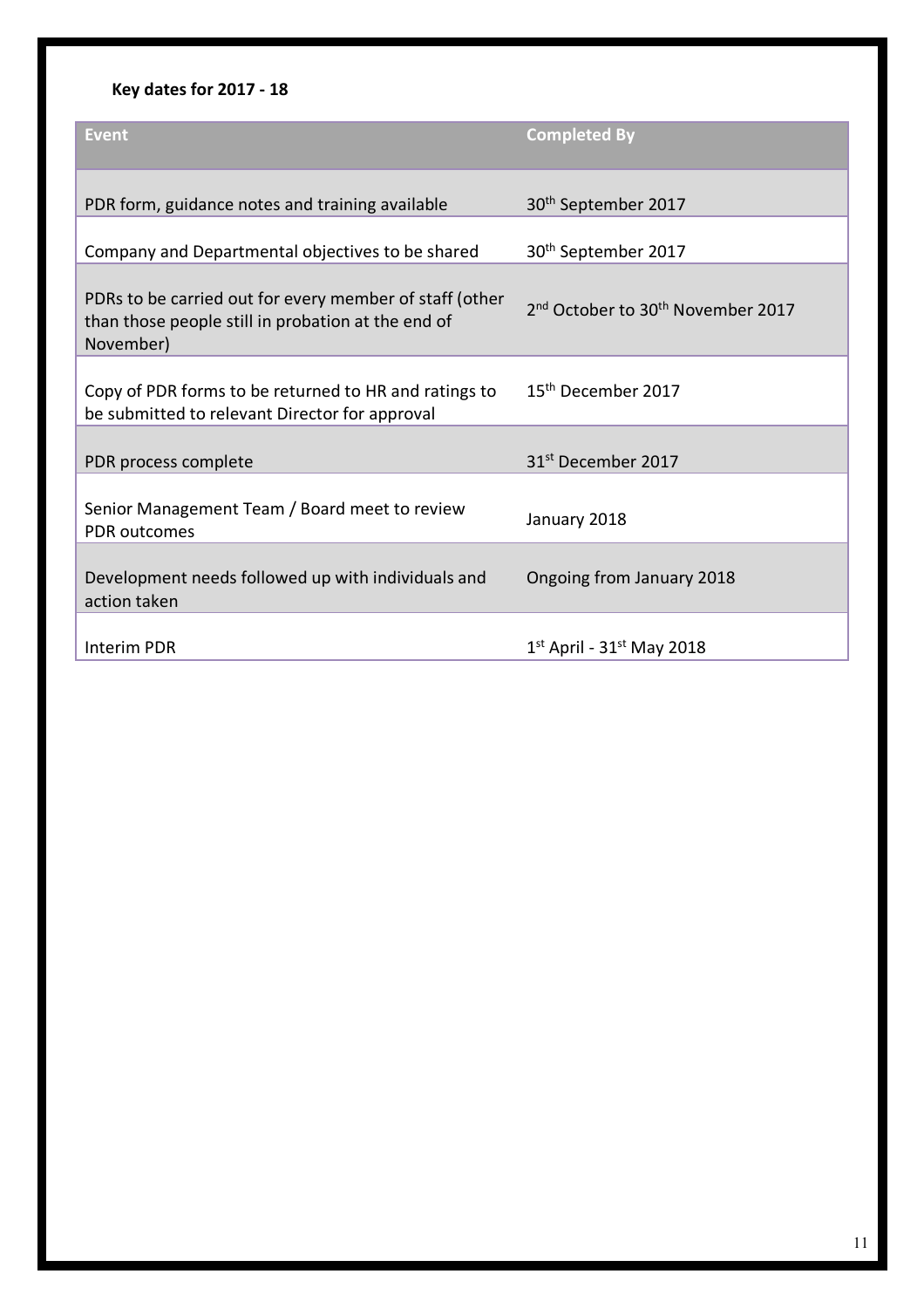**Key dates for 2017 - 18**

| Event | Completed By |
|---|---|
| PDR form, guidance notes and training available | 30th September 2017 |
| Company and Departmental objectives to be shared | 30th September 2017 |
| PDRs to be carried out for every member of staff (other than those people still in probation at the end of November) | 2nd October to 30th November 2017 |
| Copy of PDR forms to be returned to HR and ratings to be submitted to relevant Director for approval | 15th December 2017 |
| PDR process complete | 31st December 2017 |
| Senior Management Team / Board meet to review PDR outcomes | January 2018 |
| Development needs followed up with individuals and action taken | Ongoing from January 2018 |
| Interim PDR | 1st April - 31st May 2018 |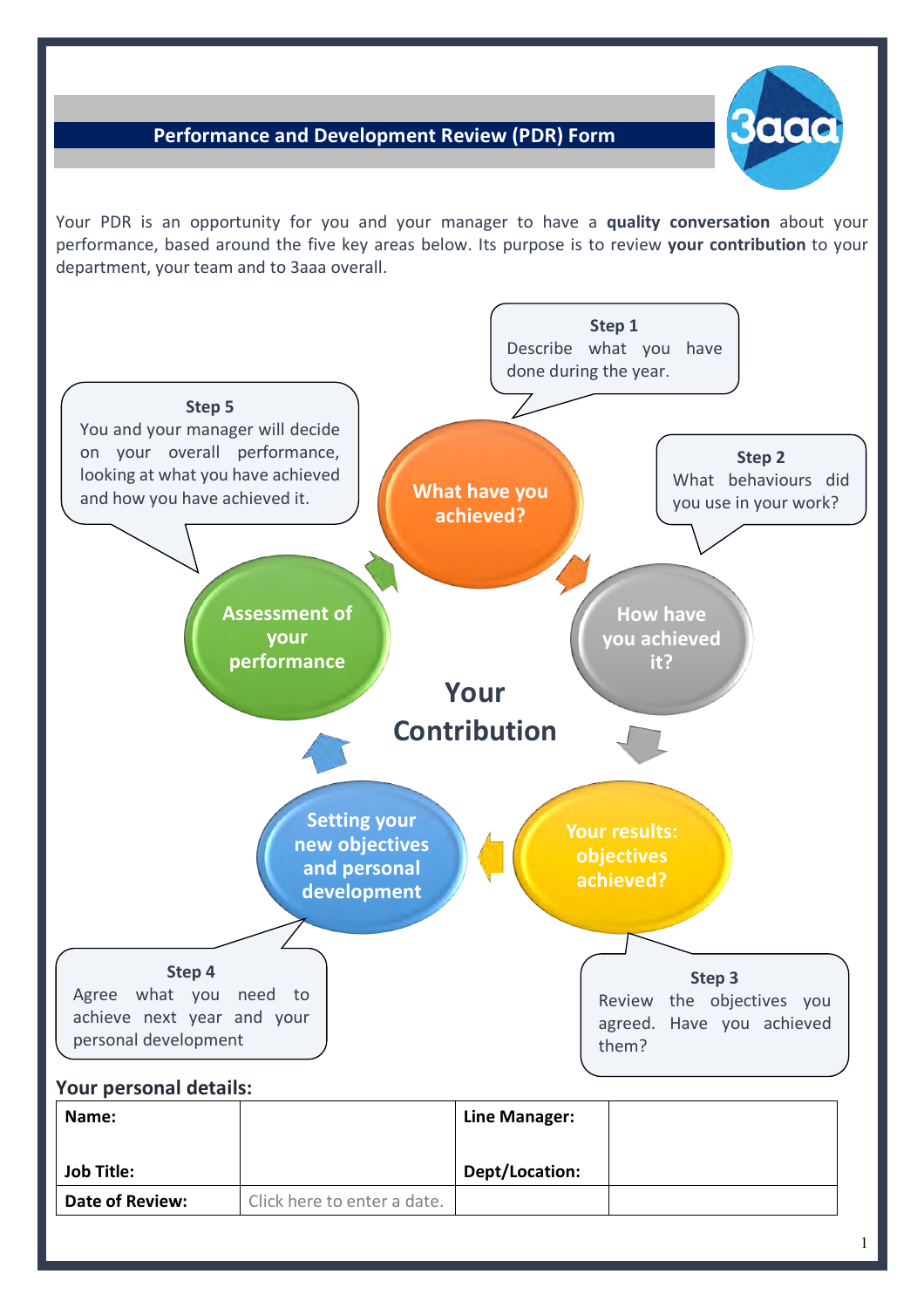# Performance and Development Review (PDR) Form

Your PDR is an opportunity for you and your manager to have a **quality conversation** about your performance, based around the five key areas below. Its purpose is to review **your contribution** to your department, your team and to 3aaa overall.

**Step 1**
Describe what you have done during the year.

**What have you achieved?**

**Step 2**
What behaviours did you use in your work?

**How have you achieved it?**

**Step 3**
Review the objectives you agreed. Have you achieved them?

**Your results: objectives achieved?**

**Step 4**
Agree what you need to achieve next year and your personal development

**Setting your new objectives and personal development**

**Step 5**
You and your manager will decide on your overall performance, looking at what you have achieved and how you have achieved it.

**Assessment of your performance**

**Your Contribution**

## Your personal details:

| Name:<br><br>Job Title: | | Line Manager:<br><br>Dept/Location: | |
|---|---|---|---|
| **Date of Review:** | Click here to enter a date. | | |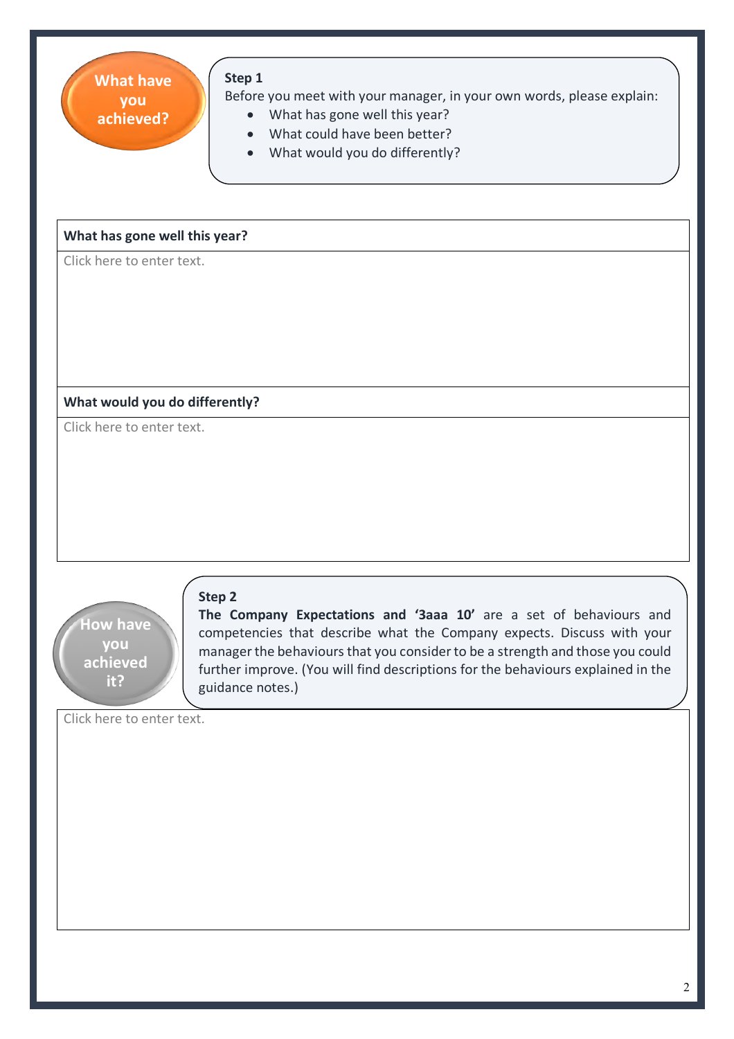**What have you achieved?**

**Step 1**

Before you meet with your manager, in your own words, please explain:

- What has gone well this year?
- What could have been better?
- What would you do differently?

| **What has gone well this year?** |
| --- |
| Click here to enter text. |
| **What would you do differently?** |
| Click here to enter text. |

**How have you achieved it?**

**Step 2**

**The Company Expectations and '3aaa 10'** are a set of behaviours and competencies that describe what the Company expects. Discuss with your manager the behaviours that you consider to be a strength and those you could further improve. (You will find descriptions for the behaviours explained in the guidance notes.)

Click here to enter text.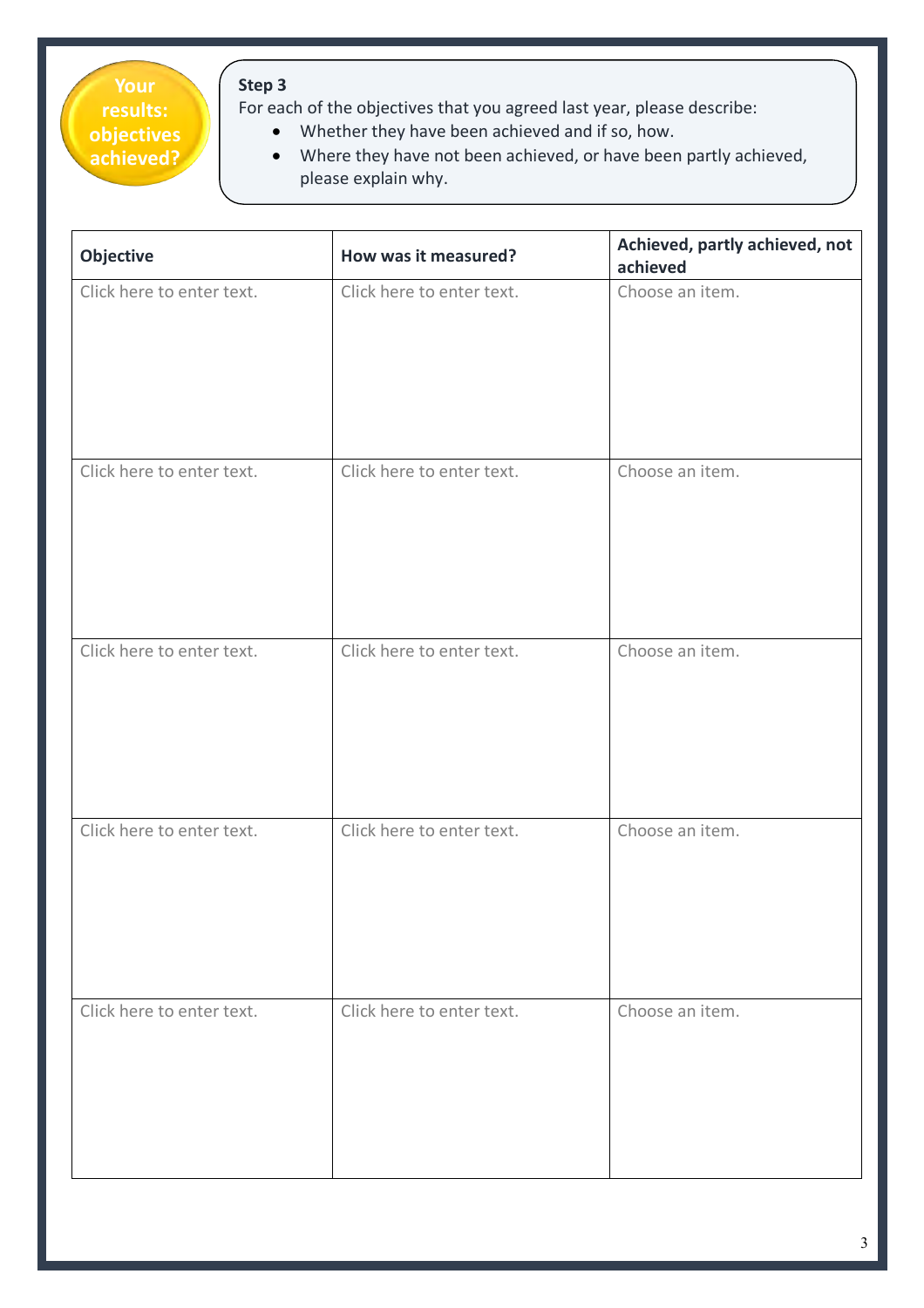**Your results: objectives achieved?**

**Step 3**

For each of the objectives that you agreed last year, please describe:

- Whether they have been achieved and if so, how.
- Where they have not been achieved, or have been partly achieved, please explain why.

| Objective | How was it measured? | Achieved, partly achieved, not achieved |
|---|---|---|
| Click here to enter text. | Click here to enter text. | Choose an item. |
| Click here to enter text. | Click here to enter text. | Choose an item. |
| Click here to enter text. | Click here to enter text. | Choose an item. |
| Click here to enter text. | Click here to enter text. | Choose an item. |
| Click here to enter text. | Click here to enter text. | Choose an item. |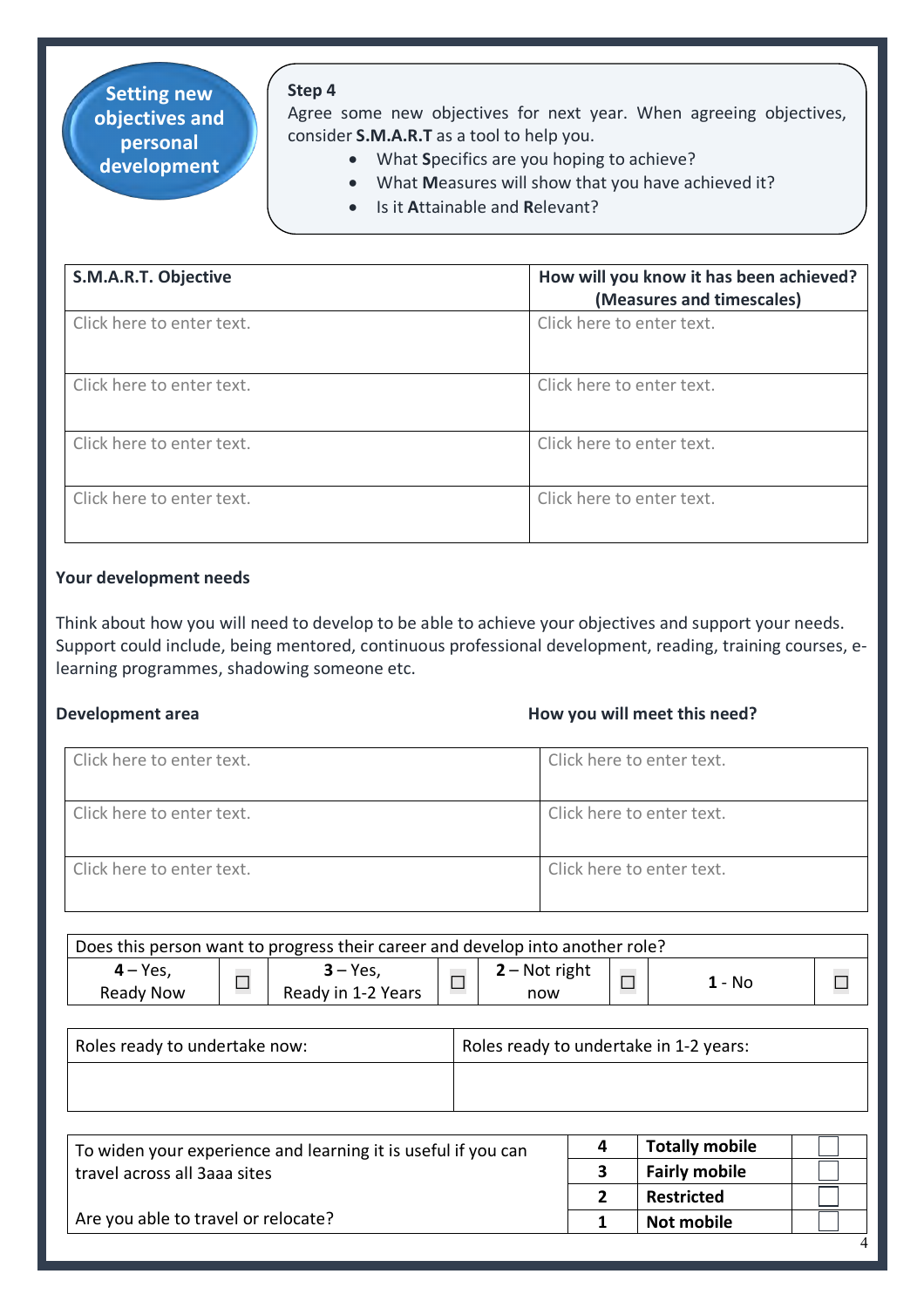## Setting new objectives and personal development

**Step 4**

Agree some new objectives for next year. When agreeing objectives, consider **S.M.A.R.T** as a tool to help you.

- What **S**pecifics are you hoping to achieve?
- What **M**easures will show that you have achieved it?
- Is it **A**ttainable and **R**elevant?

| **S.M.A.R.T. Objective** | **How will you know it has been achieved? (Measures and timescales)** |
|---|---|
| Click here to enter text. | Click here to enter text. |
| Click here to enter text. | Click here to enter text. |
| Click here to enter text. | Click here to enter text. |
| Click here to enter text. | Click here to enter text. |

**Your development needs**

Think about how you will need to develop to be able to achieve your objectives and support your needs. Support could include, being mentored, continuous professional development, reading, training courses, e-learning programmes, shadowing someone etc.

| **Development area** | **How you will meet this need?** |
|---|---|
| Click here to enter text. | Click here to enter text. |
| Click here to enter text. | Click here to enter text. |
| Click here to enter text. | Click here to enter text. |

| Does this person want to progress their career and develop into another role? | | | | | | | |
|---|---|---|---|---|---|---|---|
| **4** – Yes, Ready Now | ☐ | **3** – Yes, Ready in 1-2 Years | ☐ | **2** – Not right now | ☐ | **1** - No | ☐ |

| Roles ready to undertake now: | Roles ready to undertake in 1-2 years: |
|---|---|
| | |

| To widen your experience and learning it is useful if you can travel across all 3aaa sites<br><br>Are you able to travel or relocate? | **4** | **Totally mobile** | ☐ |
|---|---|---|---|
| | **3** | **Fairly mobile** | ☐ |
| | **2** | **Restricted** | ☐ |
| | **1** | **Not mobile** | ☐ |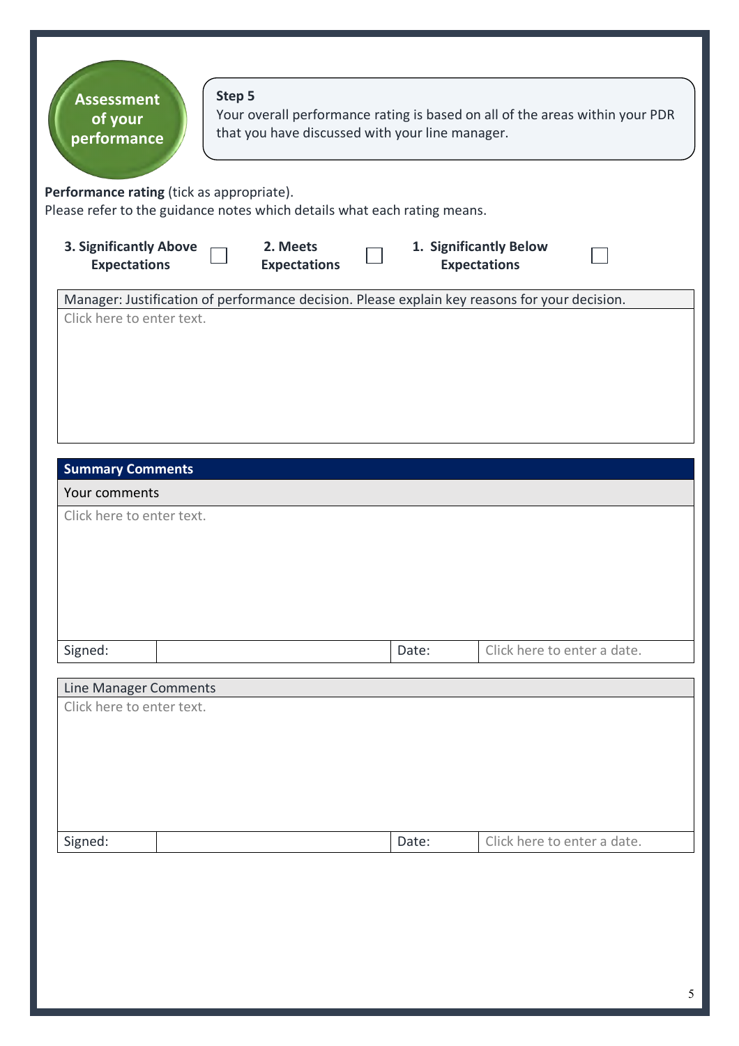## Assessment of your performance

**Step 5**
Your overall performance rating is based on all of the areas within your PDR that you have discussed with your line manager.

**Performance rating** (tick as appropriate).
Please refer to the guidance notes which details what each rating means.

| **3. Significantly Above Expectations** | ☐ | **2. Meets Expectations** | ☐ | **1. Significantly Below Expectations** | ☐ |
|---|---|---|---|---|---|

| Manager: Justification of performance decision. Please explain key reasons for your decision. |
|---|
| Click here to enter text. |

| **Summary Comments** | | | |
|---|---|---|---|
| Your comments | | | |
| Click here to enter text. | | | |
| Signed: | | Date: | Click here to enter a date. |

| Line Manager Comments | | | |
|---|---|---|---|
| Click here to enter text. | | | |
| Signed: | | Date: | Click here to enter a date. |